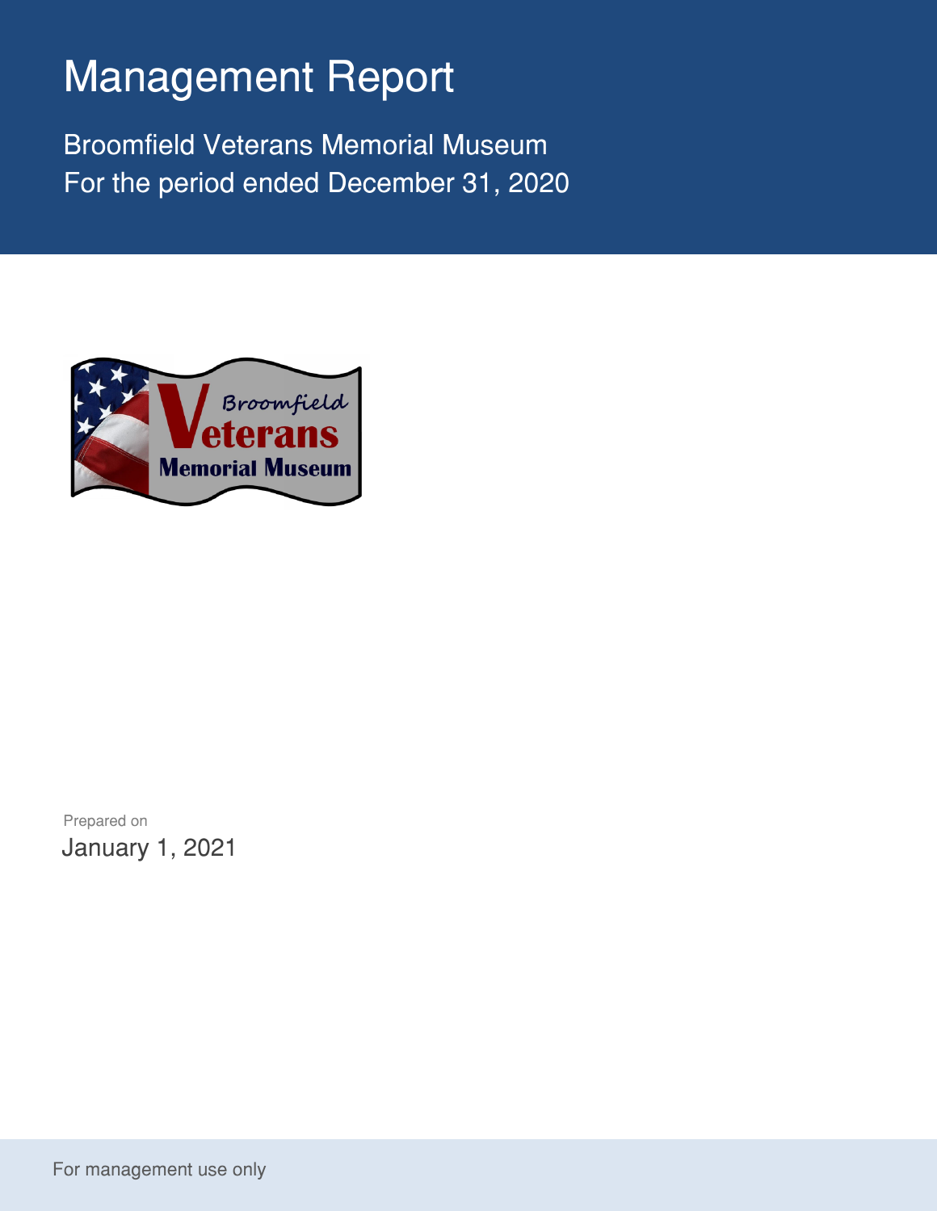# Management Report

Broomfield Veterans Memorial Museum
For the period ended December 31, 2020

Prepared on
January 1, 2021

For management use only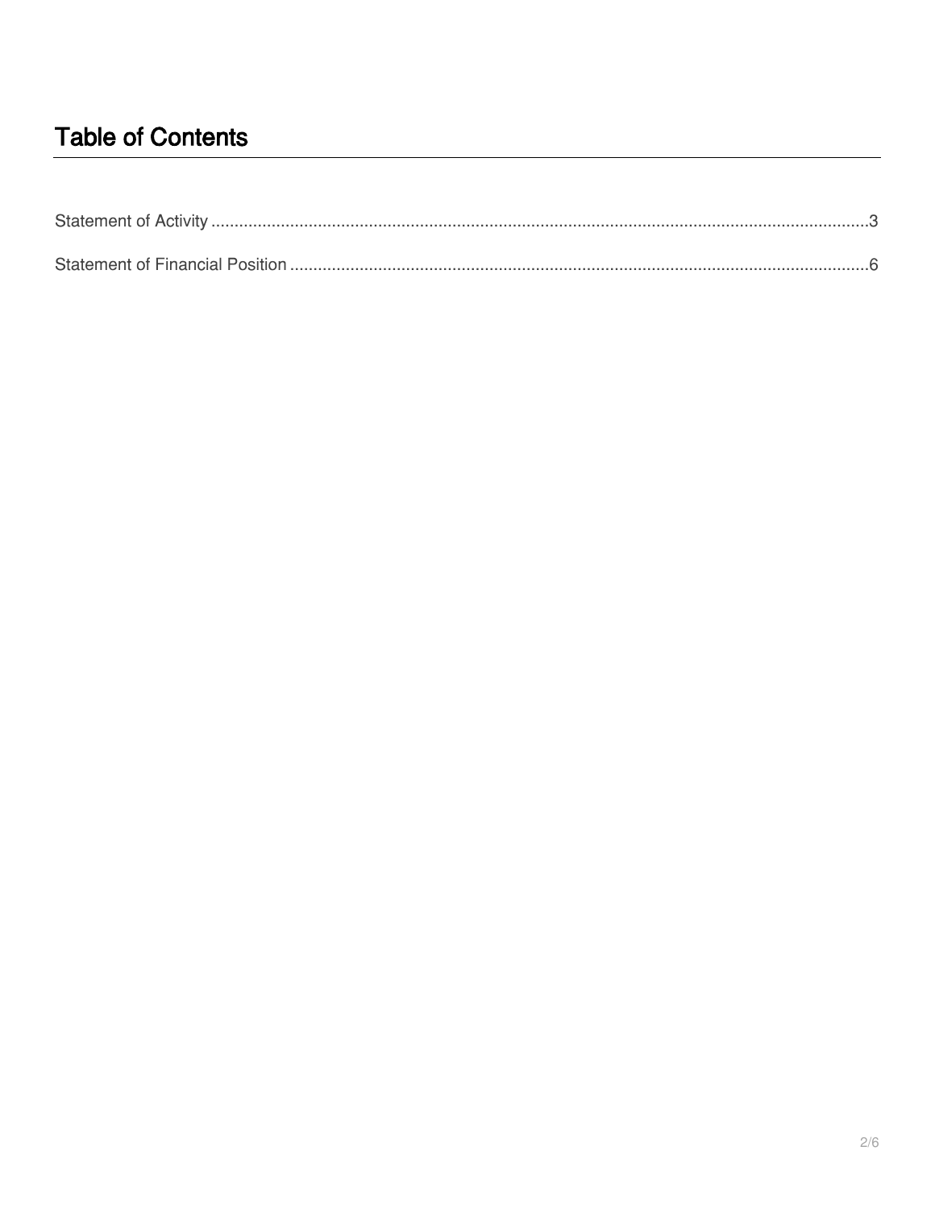# Table of Contents

Statement of Activity .......... 3

Statement of Financial Position .......... 6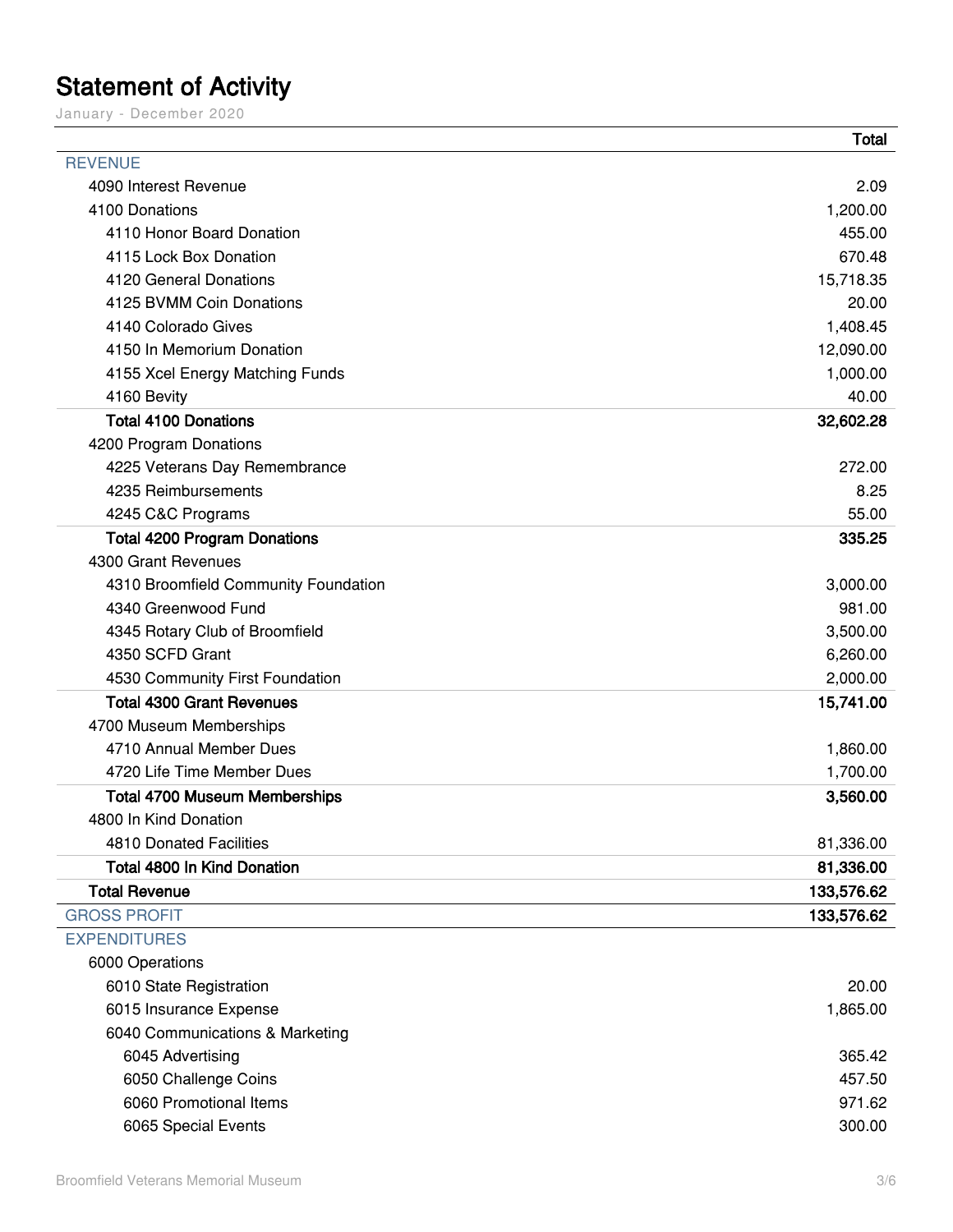# Statement of Activity

January - December 2020

| | Total |
|---|---|
| REVENUE | |
| 4090 Interest Revenue | 2.09 |
| 4100 Donations | 1,200.00 |
| 4110 Honor Board Donation | 455.00 |
| 4115 Lock Box Donation | 670.48 |
| 4120 General Donations | 15,718.35 |
| 4125 BVMM Coin Donations | 20.00 |
| 4140 Colorado Gives | 1,408.45 |
| 4150 In Memorium Donation | 12,090.00 |
| 4155 Xcel Energy Matching Funds | 1,000.00 |
| 4160 Bevity | 40.00 |
| **Total 4100 Donations** | **32,602.28** |
| 4200 Program Donations | |
| 4225 Veterans Day Remembrance | 272.00 |
| 4235 Reimbursements | 8.25 |
| 4245 C&C Programs | 55.00 |
| **Total 4200 Program Donations** | **335.25** |
| 4300 Grant Revenues | |
| 4310 Broomfield Community Foundation | 3,000.00 |
| 4340 Greenwood Fund | 981.00 |
| 4345 Rotary Club of Broomfield | 3,500.00 |
| 4350 SCFD Grant | 6,260.00 |
| 4530 Community First Foundation | 2,000.00 |
| **Total 4300 Grant Revenues** | **15,741.00** |
| 4700 Museum Memberships | |
| 4710 Annual Member Dues | 1,860.00 |
| 4720 Life Time Member Dues | 1,700.00 |
| **Total 4700 Museum Memberships** | **3,560.00** |
| 4800 In Kind Donation | |
| 4810 Donated Facilities | 81,336.00 |
| **Total 4800 In Kind Donation** | **81,336.00** |
| **Total Revenue** | **133,576.62** |
| GROSS PROFIT | **133,576.62** |
| EXPENDITURES | |
| 6000 Operations | |
| 6010 State Registration | 20.00 |
| 6015 Insurance Expense | 1,865.00 |
| 6040 Communications & Marketing | |
| 6045 Advertising | 365.42 |
| 6050 Challenge Coins | 457.50 |
| 6060 Promotional Items | 971.62 |
| 6065 Special Events | 300.00 |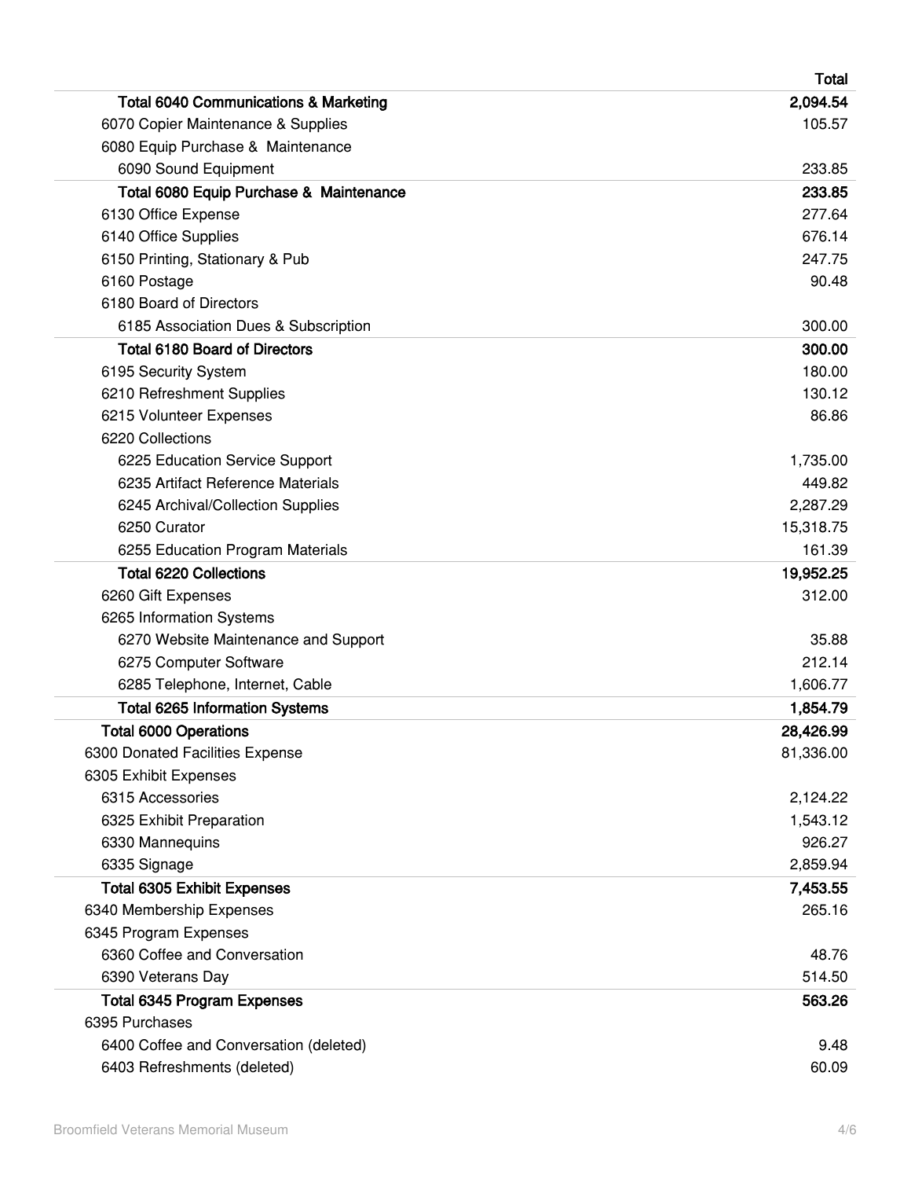| | Total |
|---|---|
| **Total 6040 Communications & Marketing** | **2,094.54** |
| 6070 Copier Maintenance & Supplies | 105.57 |
| 6080 Equip Purchase & Maintenance | |
| 6090 Sound Equipment | 233.85 |
| **Total 6080 Equip Purchase & Maintenance** | **233.85** |
| 6130 Office Expense | 277.64 |
| 6140 Office Supplies | 676.14 |
| 6150 Printing, Stationary & Pub | 247.75 |
| 6160 Postage | 90.48 |
| 6180 Board of Directors | |
| 6185 Association Dues & Subscription | 300.00 |
| **Total 6180 Board of Directors** | **300.00** |
| 6195 Security System | 180.00 |
| 6210 Refreshment Supplies | 130.12 |
| 6215 Volunteer Expenses | 86.86 |
| 6220 Collections | |
| 6225 Education Service Support | 1,735.00 |
| 6235 Artifact Reference Materials | 449.82 |
| 6245 Archival/Collection Supplies | 2,287.29 |
| 6250 Curator | 15,318.75 |
| 6255 Education Program Materials | 161.39 |
| **Total 6220 Collections** | **19,952.25** |
| 6260 Gift Expenses | 312.00 |
| 6265 Information Systems | |
| 6270 Website Maintenance and Support | 35.88 |
| 6275 Computer Software | 212.14 |
| 6285 Telephone, Internet, Cable | 1,606.77 |
| **Total 6265 Information Systems** | **1,854.79** |
| **Total 6000 Operations** | **28,426.99** |
| 6300 Donated Facilities Expense | 81,336.00 |
| 6305 Exhibit Expenses | |
| 6315 Accessories | 2,124.22 |
| 6325 Exhibit Preparation | 1,543.12 |
| 6330 Mannequins | 926.27 |
| 6335 Signage | 2,859.94 |
| **Total 6305 Exhibit Expenses** | **7,453.55** |
| 6340 Membership Expenses | 265.16 |
| 6345 Program Expenses | |
| 6360 Coffee and Conversation | 48.76 |
| 6390 Veterans Day | 514.50 |
| **Total 6345 Program Expenses** | **563.26** |
| 6395 Purchases | |
| 6400 Coffee and Conversation (deleted) | 9.48 |
| 6403 Refreshments (deleted) | 60.09 |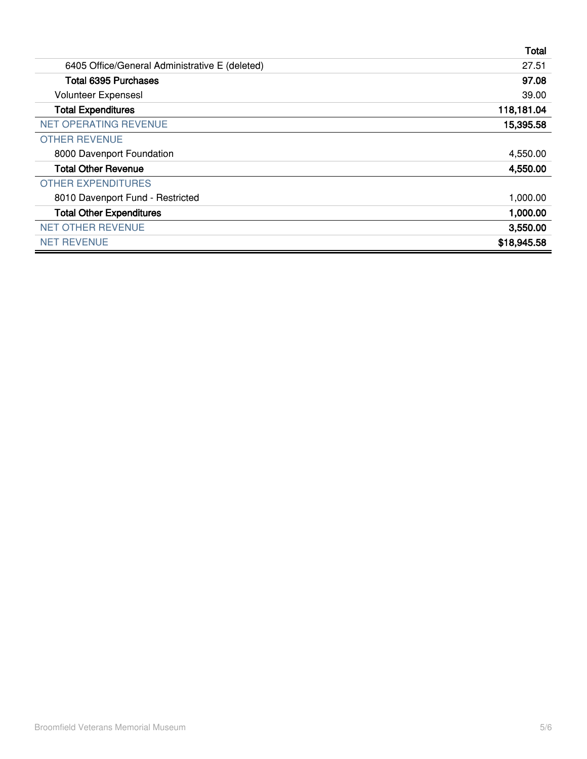| | Total |
|---|---|
| 6405 Office/General Administrative E (deleted) | 27.51 |
| **Total 6395 Purchases** | **97.08** |
| Volunteer Expensesl | 39.00 |
| **Total Expenditures** | **118,181.04** |
| NET OPERATING REVENUE | **15,395.58** |
| OTHER REVENUE | |
| 8000 Davenport Foundation | 4,550.00 |
| **Total Other Revenue** | **4,550.00** |
| OTHER EXPENDITURES | |
| 8010 Davenport Fund - Restricted | 1,000.00 |
| **Total Other Expenditures** | **1,000.00** |
| NET OTHER REVENUE | **3,550.00** |
| NET REVENUE | **$18,945.58** |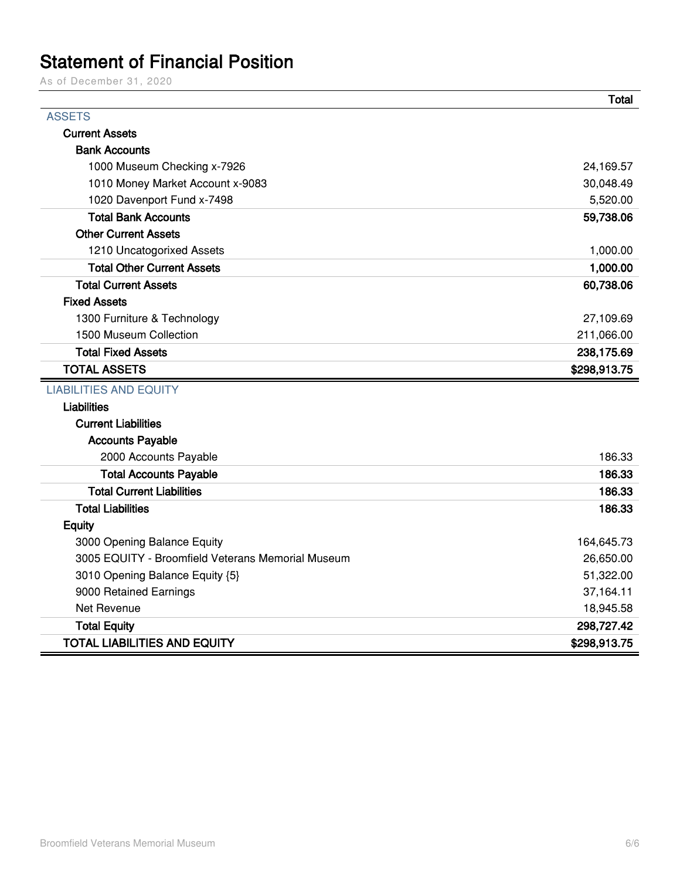# Statement of Financial Position

As of December 31, 2020

| | Total |
|---|---|
| **ASSETS** | |
| **Current Assets** | |
| **Bank Accounts** | |
| 1000 Museum Checking x-7926 | 24,169.57 |
| 1010 Money Market Account x-9083 | 30,048.49 |
| 1020 Davenport Fund x-7498 | 5,520.00 |
| **Total Bank Accounts** | **59,738.06** |
| **Other Current Assets** | |
| 1210 Uncatogorixed Assets | 1,000.00 |
| **Total Other Current Assets** | **1,000.00** |
| **Total Current Assets** | **60,738.06** |
| **Fixed Assets** | |
| 1300 Furniture & Technology | 27,109.69 |
| 1500 Museum Collection | 211,066.00 |
| **Total Fixed Assets** | **238,175.69** |
| **TOTAL ASSETS** | **$298,913.75** |
| **LIABILITIES AND EQUITY** | |
| **Liabilities** | |
| **Current Liabilities** | |
| **Accounts Payable** | |
| 2000 Accounts Payable | 186.33 |
| **Total Accounts Payable** | **186.33** |
| **Total Current Liabilities** | **186.33** |
| **Total Liabilities** | **186.33** |
| **Equity** | |
| 3000 Opening Balance Equity | 164,645.73 |
| 3005 EQUITY - Broomfield Veterans Memorial Museum | 26,650.00 |
| 3010 Opening Balance Equity {5} | 51,322.00 |
| 9000 Retained Earnings | 37,164.11 |
| Net Revenue | 18,945.58 |
| **Total Equity** | **298,727.42** |
| **TOTAL LIABILITIES AND EQUITY** | **$298,913.75** |